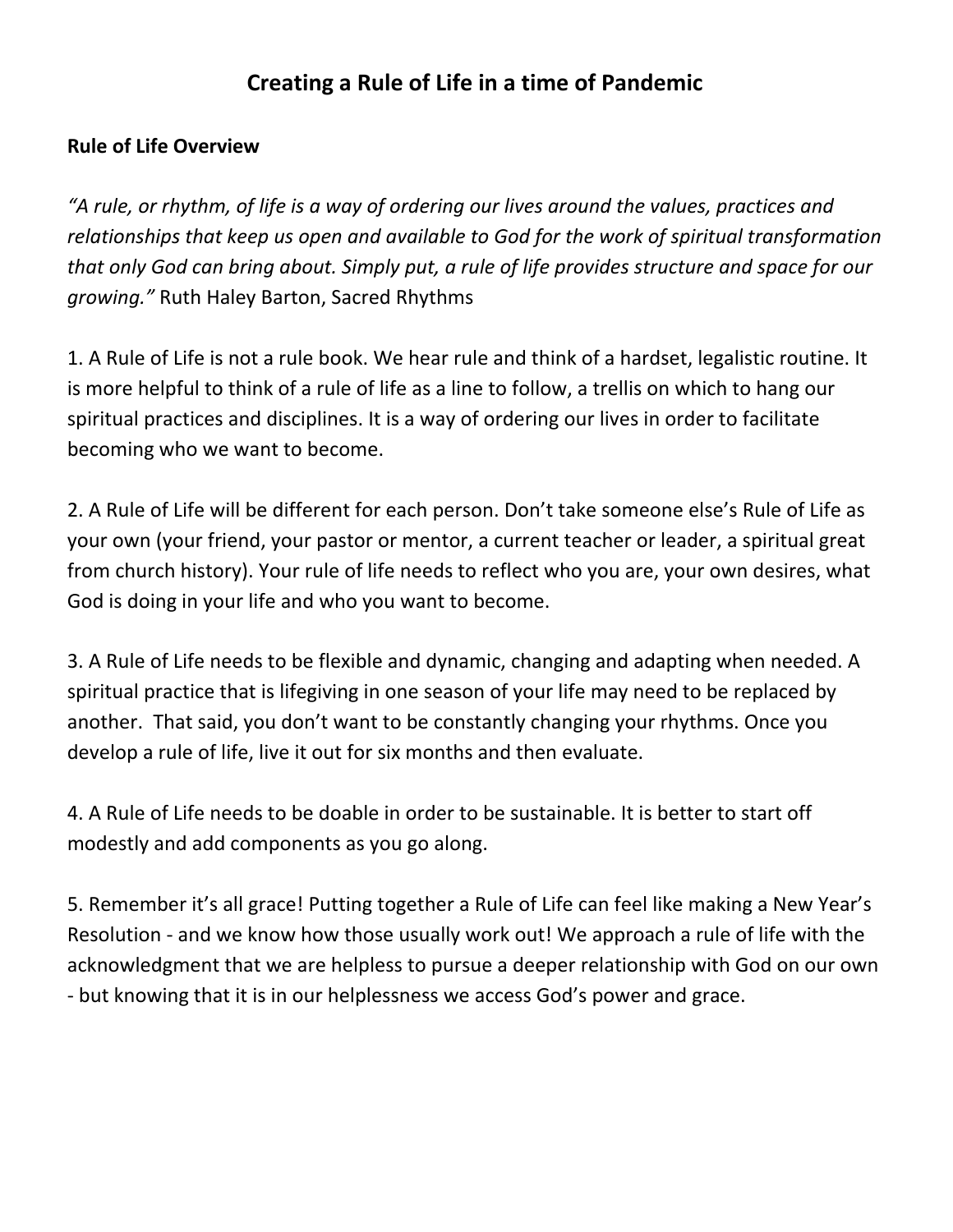# Creating a Rule of Life in a time of Pandemic

**Rule of Life Overview**

*"A rule, or rhythm, of life is a way of ordering our lives around the values, practices and relationships that keep us open and available to God for the work of spiritual transformation that only God can bring about. Simply put, a rule of life provides structure and space for our growing."* Ruth Haley Barton, Sacred Rhythms

1. A Rule of Life is not a rule book. We hear rule and think of a hardset, legalistic routine. It is more helpful to think of a rule of life as a line to follow, a trellis on which to hang our spiritual practices and disciplines. It is a way of ordering our lives in order to facilitate becoming who we want to become.

2. A Rule of Life will be different for each person. Don't take someone else's Rule of Life as your own (your friend, your pastor or mentor, a current teacher or leader, a spiritual great from church history). Your rule of life needs to reflect who you are, your own desires, what God is doing in your life and who you want to become.

3. A Rule of Life needs to be flexible and dynamic, changing and adapting when needed. A spiritual practice that is lifegiving in one season of your life may need to be replaced by another. That said, you don't want to be constantly changing your rhythms. Once you develop a rule of life, live it out for six months and then evaluate.

4. A Rule of Life needs to be doable in order to be sustainable. It is better to start off modestly and add components as you go along.

5. Remember it's all grace! Putting together a Rule of Life can feel like making a New Year's Resolution - and we know how those usually work out! We approach a rule of life with the acknowledgment that we are helpless to pursue a deeper relationship with God on our own - but knowing that it is in our helplessness we access God's power and grace.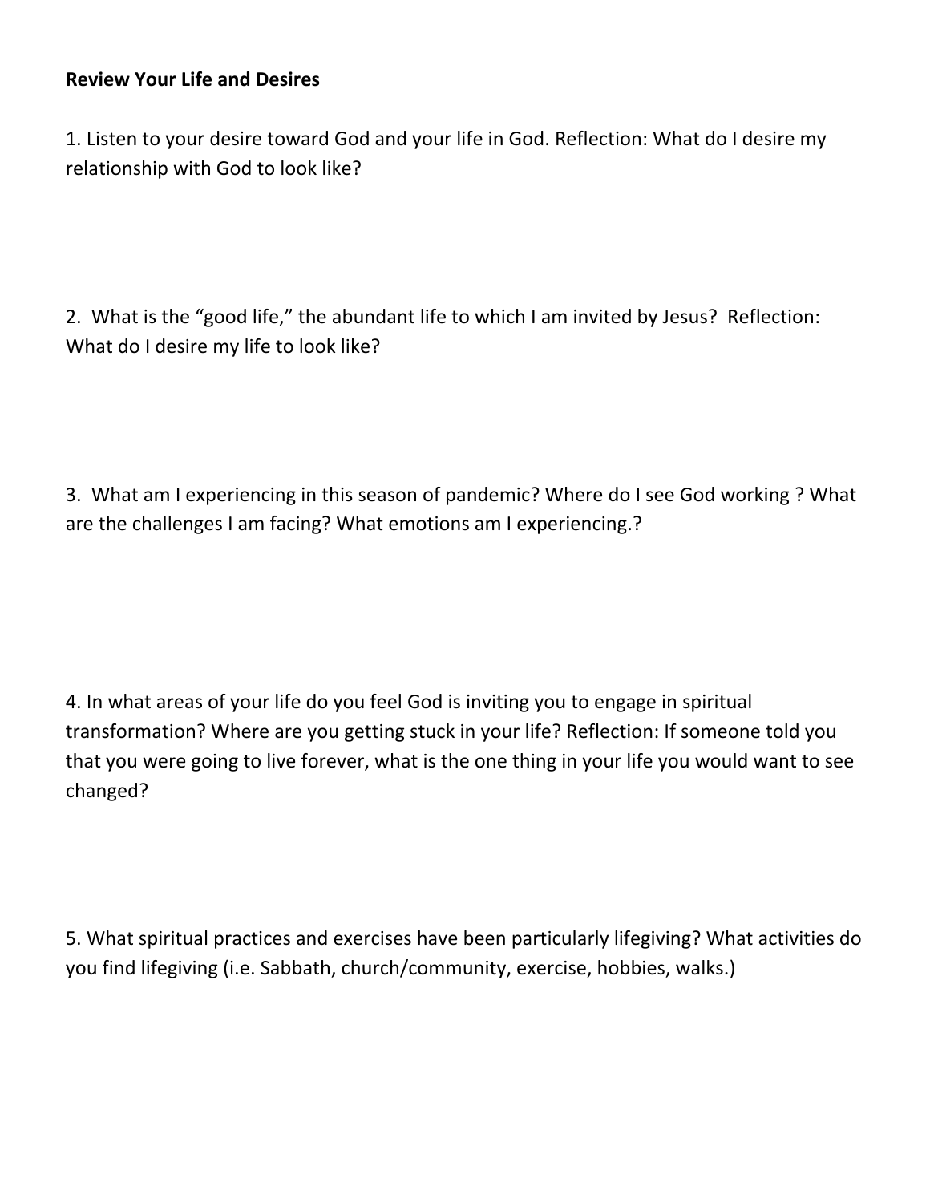**Review Your Life and Desires**

1. Listen to your desire toward God and your life in God. Reflection: What do I desire my relationship with God to look like?

2. What is the "good life," the abundant life to which I am invited by Jesus? Reflection: What do I desire my life to look like?

3. What am I experiencing in this season of pandemic? Where do I see God working ? What are the challenges I am facing? What emotions am I experiencing.?

4. In what areas of your life do you feel God is inviting you to engage in spiritual transformation? Where are you getting stuck in your life? Reflection: If someone told you that you were going to live forever, what is the one thing in your life you would want to see changed?

5. What spiritual practices and exercises have been particularly lifegiving? What activities do you find lifegiving (i.e. Sabbath, church/community, exercise, hobbies, walks.)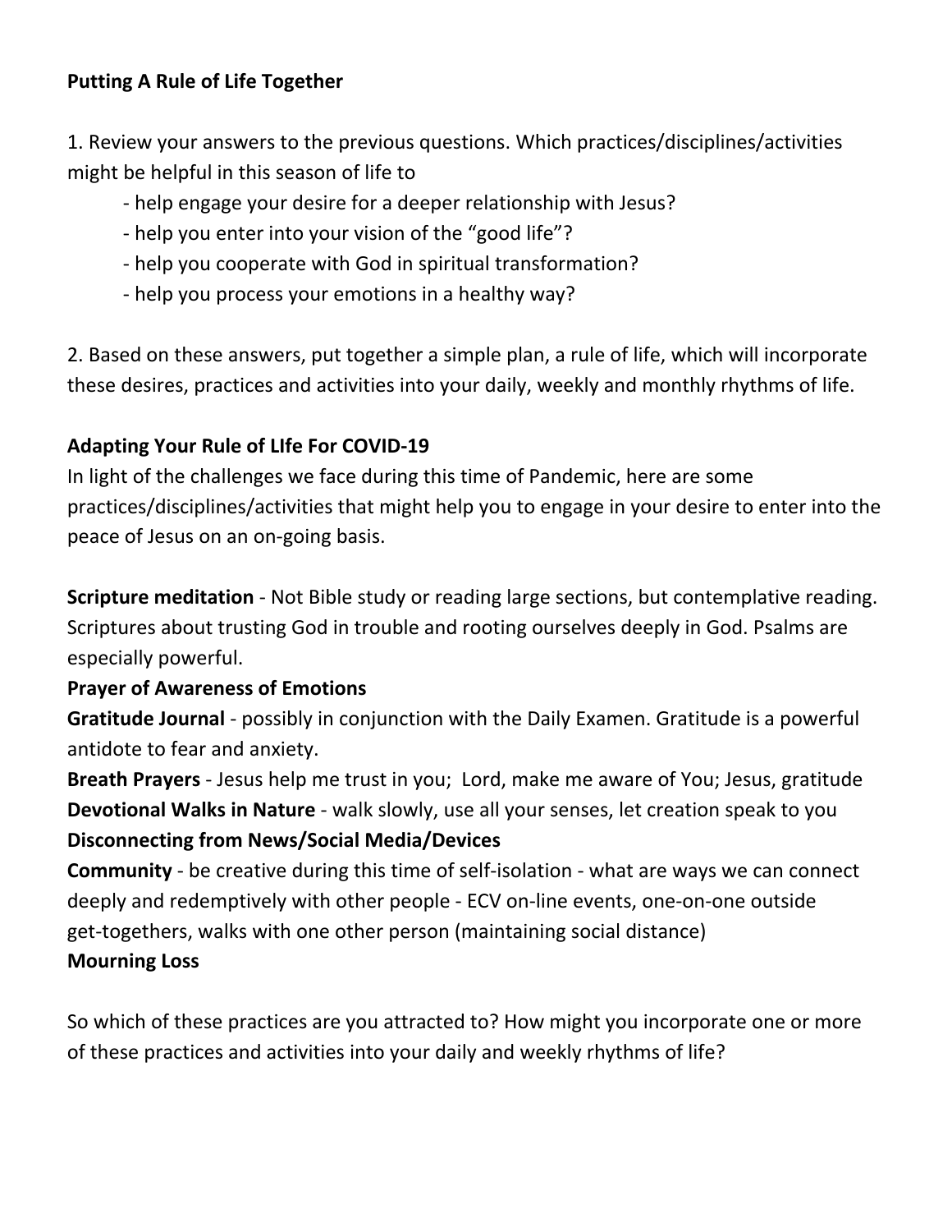**Putting A Rule of Life Together**

1. Review your answers to the previous questions. Which practices/disciplines/activities might be helpful in this season of life to
    - help engage your desire for a deeper relationship with Jesus?
    - help you enter into your vision of the “good life”?
    - help you cooperate with God in spiritual transformation?
    - help you process your emotions in a healthy way?

2. Based on these answers, put together a simple plan, a rule of life, which will incorporate these desires, practices and activities into your daily, weekly and monthly rhythms of life.

**Adapting Your Rule of LIfe For COVID-19**

In light of the challenges we face during this time of Pandemic, here are some practices/disciplines/activities that might help you to engage in your desire to enter into the peace of Jesus on an on-going basis.

**Scripture meditation** - Not Bible study or reading large sections, but contemplative reading. Scriptures about trusting God in trouble and rooting ourselves deeply in God. Psalms are especially powerful.

**Prayer of Awareness of Emotions**

**Gratitude Journal** - possibly in conjunction with the Daily Examen. Gratitude is a powerful antidote to fear and anxiety.

**Breath Prayers** - Jesus help me trust in you; Lord, make me aware of You; Jesus, gratitude

**Devotional Walks in Nature** - walk slowly, use all your senses, let creation speak to you

**Disconnecting from News/Social Media/Devices**

**Community** - be creative during this time of self-isolation - what are ways we can connect deeply and redemptively with other people - ECV on-line events, one-on-one outside get-togethers, walks with one other person (maintaining social distance)

**Mourning Loss**

So which of these practices are you attracted to? How might you incorporate one or more of these practices and activities into your daily and weekly rhythms of life?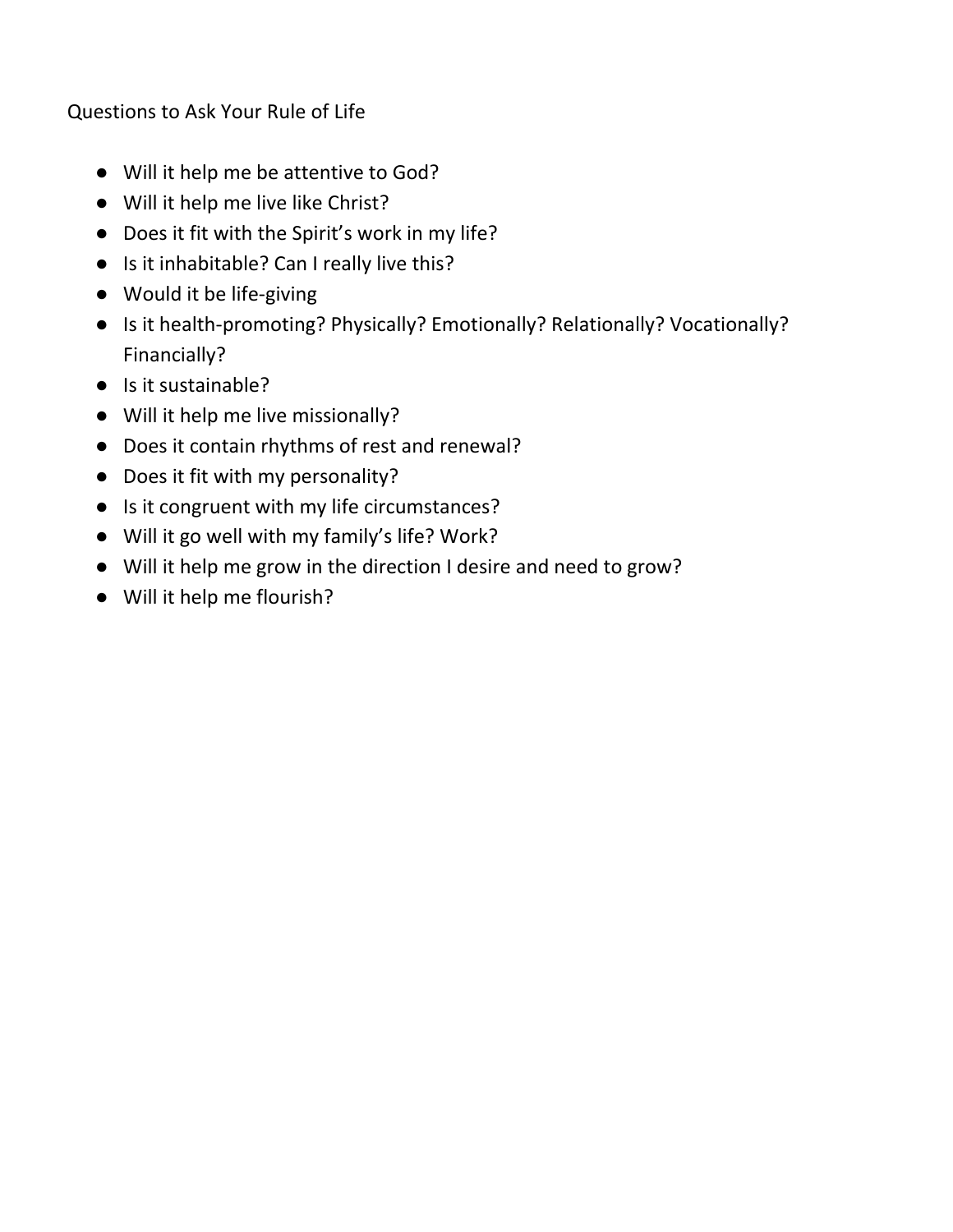Questions to Ask Your Rule of Life

- Will it help me be attentive to God?
- Will it help me live like Christ?
- Does it fit with the Spirit's work in my life?
- Is it inhabitable? Can I really live this?
- Would it be life-giving
- Is it health-promoting? Physically? Emotionally? Relationally? Vocationally? Financially?
- Is it sustainable?
- Will it help me live missionally?
- Does it contain rhythms of rest and renewal?
- Does it fit with my personality?
- Is it congruent with my life circumstances?
- Will it go well with my family's life? Work?
- Will it help me grow in the direction I desire and need to grow?
- Will it help me flourish?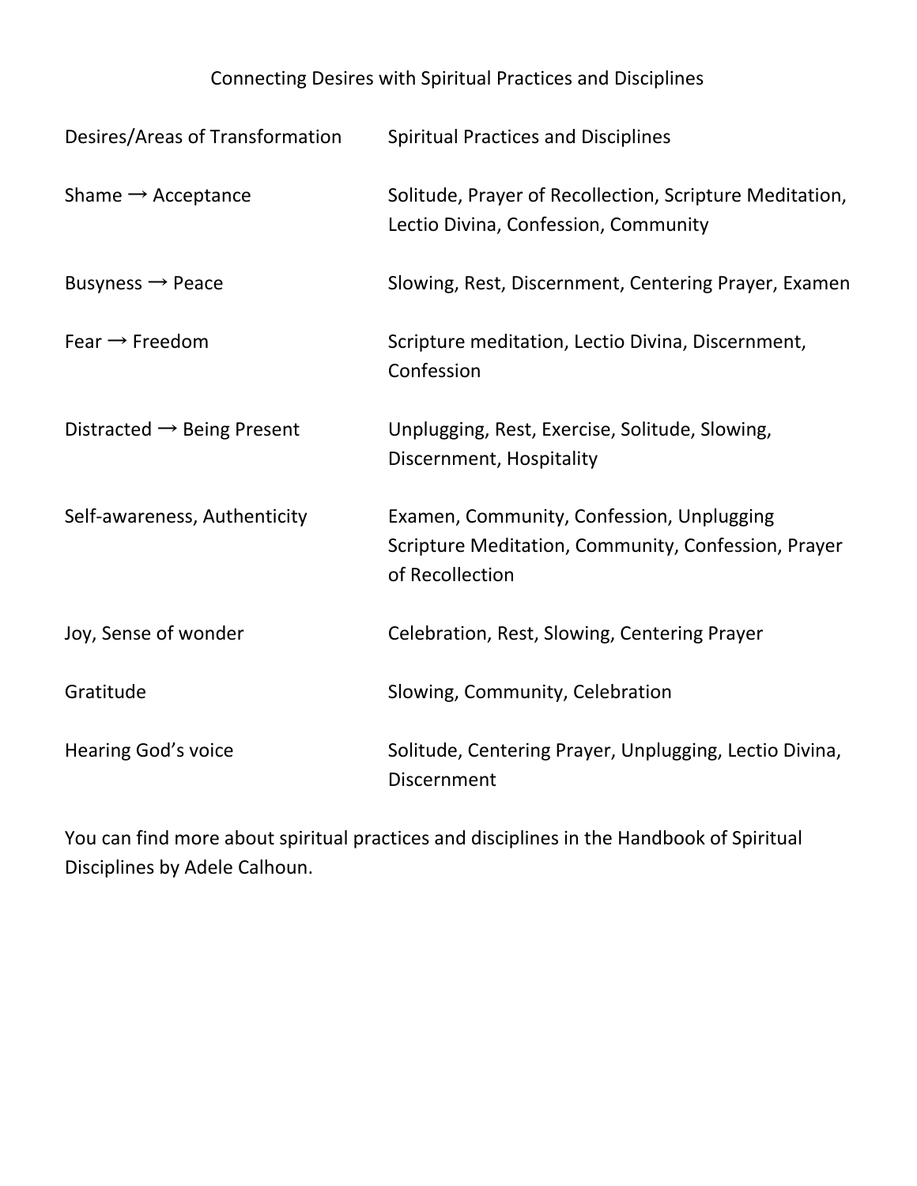# Connecting Desires with Spiritual Practices and Disciplines

| Desires/Areas of Transformation | Spiritual Practices and Disciplines |
|---|---|
| Shame → Acceptance | Solitude, Prayer of Recollection, Scripture Meditation, Lectio Divina, Confession, Community |
| Busyness → Peace | Slowing, Rest, Discernment, Centering Prayer, Examen |
| Fear → Freedom | Scripture meditation, Lectio Divina, Discernment, Confession |
| Distracted → Being Present | Unplugging, Rest, Exercise, Solitude, Slowing, Discernment, Hospitality |
| Self-awareness, Authenticity | Examen, Community, Confession, Unplugging Scripture Meditation, Community, Confession, Prayer of Recollection |
| Joy, Sense of wonder | Celebration, Rest, Slowing, Centering Prayer |
| Gratitude | Slowing, Community, Celebration |
| Hearing God's voice | Solitude, Centering Prayer, Unplugging, Lectio Divina, Discernment |

You can find more about spiritual practices and disciplines in the Handbook of Spiritual Disciplines by Adele Calhoun.